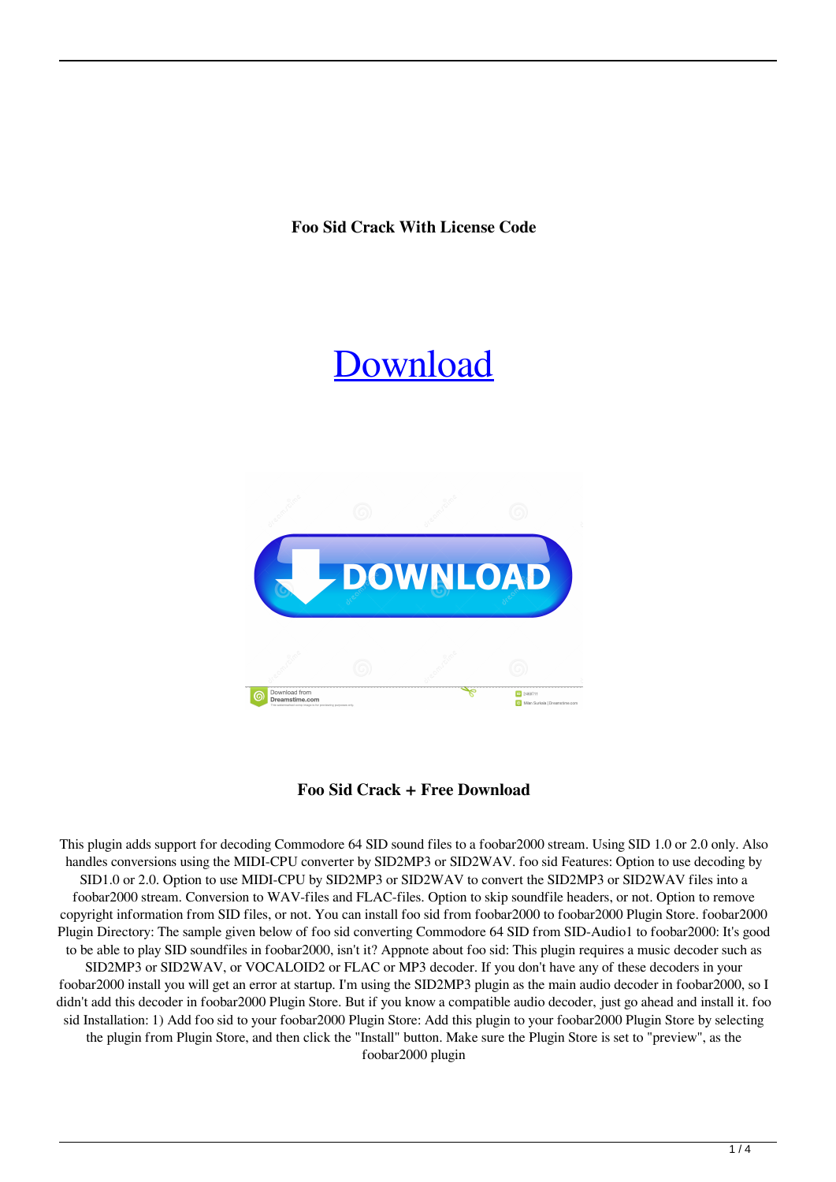**Foo Sid Crack With License Code**

Download

**Foo Sid Crack + Free Download**

This plugin adds support for decoding Commodore 64 SID sound files to a foobar2000 stream. Using SID 1.0 or 2.0 only. Also handles conversions using the MIDI-CPU converter by SID2MP3 or SID2WAV. foo sid Features: Option to use decoding by SID1.0 or 2.0. Option to use MIDI-CPU by SID2MP3 or SID2WAV to convert the SID2MP3 or SID2WAV files into a foobar2000 stream. Conversion to WAV-files and FLAC-files. Option to skip soundfile headers, or not. Option to remove copyright information from SID files, or not. You can install foo sid from foobar2000 to foobar2000 Plugin Store. foobar2000 Plugin Directory: The sample given below of foo sid converting Commodore 64 SID from SID-Audio1 to foobar2000: It's good to be able to play SID soundfiles in foobar2000, isn't it? Appnote about foo sid: This plugin requires a music decoder such as SID2MP3 or SID2WAV, or VOCALOID2 or FLAC or MP3 decoder. If you don't have any of these decoders in your foobar2000 install you will get an error at startup. I'm using the SID2MP3 plugin as the main audio decoder in foobar2000, so I didn't add this decoder in foobar2000 Plugin Store. But if you know a compatible audio decoder, just go ahead and install it. foo sid Installation: 1) Add foo sid to your foobar2000 Plugin Store: Add this plugin to your foobar2000 Plugin Store by selecting the plugin from Plugin Store, and then click the "Install" button. Make sure the Plugin Store is set to "preview", as the foobar2000 plugin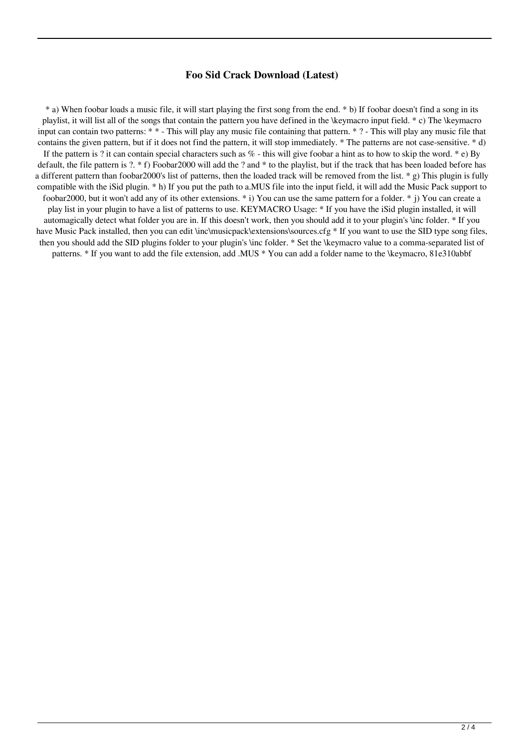# Foo Sid Crack Download (Latest)

* a) When foobar loads a music file, it will start playing the first song from the end. * b) If foobar doesn't find a song in its playlist, it will list all of the songs that contain the pattern you have defined in the \keymacro input field. * c) The \keymacro input can contain two patterns: * * - This will play any music file containing that pattern. * ? - This will play any music file that contains the given pattern, but if it does not find the pattern, it will stop immediately. * The patterns are not case-sensitive. * d) If the pattern is ? it can contain special characters such as % - this will give foobar a hint as to how to skip the word. * e) By default, the file pattern is ?. * f) Foobar2000 will add the ? and * to the playlist, but if the track that has been loaded before has a different pattern than foobar2000's list of patterns, then the loaded track will be removed from the list. * g) This plugin is fully compatible with the iSid plugin. * h) If you put the path to a.MUS file into the input field, it will add the Music Pack support to foobar2000, but it won't add any of its other extensions. * i) You can use the same pattern for a folder. * j) You can create a play list in your plugin to have a list of patterns to use. KEYMACRO Usage: * If you have the iSid plugin installed, it will automagically detect what folder you are in. If this doesn't work, then you should add it to your plugin's \inc folder. * If you have Music Pack installed, then you can edit \inc\musicpack\extensions\sources.cfg * If you want to use the SID type song files, then you should add the SID plugins folder to your plugin's \inc folder. * Set the \keymacro value to a comma-separated list of patterns. * If you want to add the file extension, add .MUS * You can add a folder name to the \keymacro, 81e310abbf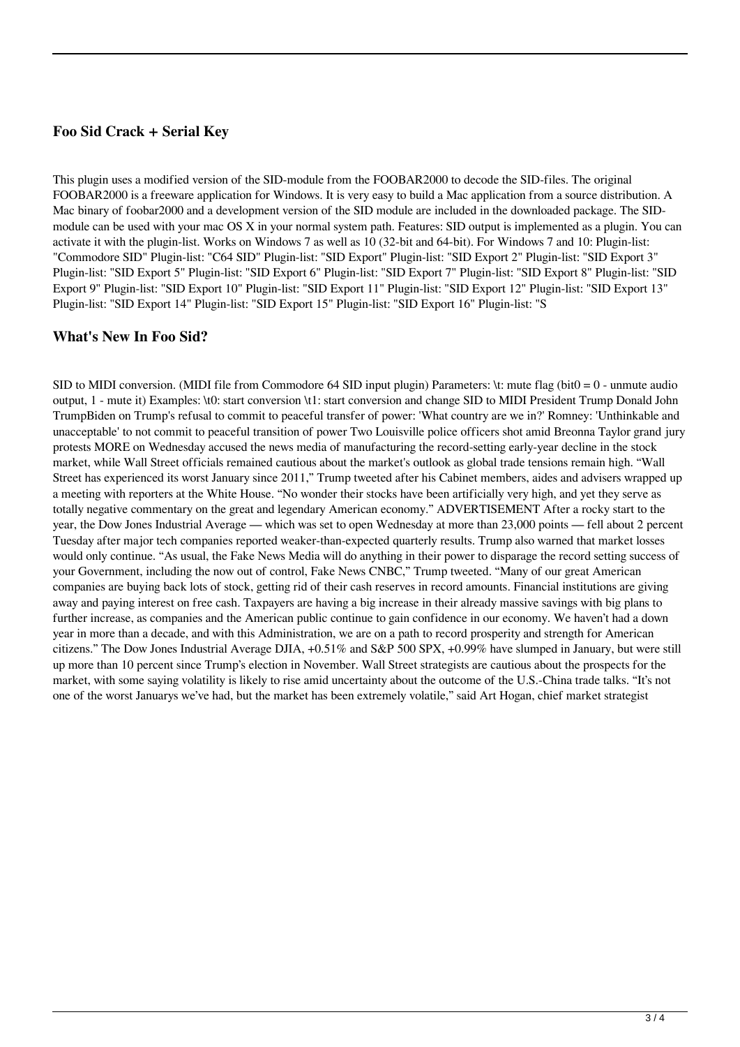### Foo Sid Crack + Serial Key

This plugin uses a modified version of the SID-module from the FOOBAR2000 to decode the SID-files. The original FOOBAR2000 is a freeware application for Windows. It is very easy to build a Mac application from a source distribution. A Mac binary of foobar2000 and a development version of the SID module are included in the downloaded package. The SID-module can be used with your mac OS X in your normal system path. Features: SID output is implemented as a plugin. You can activate it with the plugin-list. Works on Windows 7 as well as 10 (32-bit and 64-bit). For Windows 7 and 10: Plugin-list: "Commodore SID" Plugin-list: "C64 SID" Plugin-list: "SID Export" Plugin-list: "SID Export 2" Plugin-list: "SID Export 3" Plugin-list: "SID Export 5" Plugin-list: "SID Export 6" Plugin-list: "SID Export 7" Plugin-list: "SID Export 8" Plugin-list: "SID Export 9" Plugin-list: "SID Export 10" Plugin-list: "SID Export 11" Plugin-list: "SID Export 12" Plugin-list: "SID Export 13" Plugin-list: "SID Export 14" Plugin-list: "SID Export 15" Plugin-list: "SID Export 16" Plugin-list: "S

### What's New In Foo Sid?

SID to MIDI conversion. (MIDI file from Commodore 64 SID input plugin) Parameters: \t: mute flag (bit0 = 0 - unmute audio output, 1 - mute it) Examples: \t0: start conversion \t1: start conversion and change SID to MIDI President Trump Donald John TrumpBiden on Trump's refusal to commit to peaceful transfer of power: 'What country are we in?' Romney: 'Unthinkable and unacceptable' to not commit to peaceful transition of power Two Louisville police officers shot amid Breonna Taylor grand jury protests MORE on Wednesday accused the news media of manufacturing the record-setting early-year decline in the stock market, while Wall Street officials remained cautious about the market's outlook as global trade tensions remain high. "Wall Street has experienced its worst January since 2011," Trump tweeted after his Cabinet members, aides and advisers wrapped up a meeting with reporters at the White House. "No wonder their stocks have been artificially very high, and yet they serve as totally negative commentary on the great and legendary American economy." ADVERTISEMENT After a rocky start to the year, the Dow Jones Industrial Average — which was set to open Wednesday at more than 23,000 points — fell about 2 percent Tuesday after major tech companies reported weaker-than-expected quarterly results. Trump also warned that market losses would only continue. "As usual, the Fake News Media will do anything in their power to disparage the record setting success of your Government, including the now out of control, Fake News CNBC," Trump tweeted. "Many of our great American companies are buying back lots of stock, getting rid of their cash reserves in record amounts. Financial institutions are giving away and paying interest on free cash. Taxpayers are having a big increase in their already massive savings with big plans to further increase, as companies and the American public continue to gain confidence in our economy. We haven't had a down year in more than a decade, and with this Administration, we are on a path to record prosperity and strength for American citizens." The Dow Jones Industrial Average DJIA, +0.51% and S&P 500 SPX, +0.99% have slumped in January, but were still up more than 10 percent since Trump's election in November. Wall Street strategists are cautious about the prospects for the market, with some saying volatility is likely to rise amid uncertainty about the outcome of the U.S.-China trade talks. "It's not one of the worst Januarys we've had, but the market has been extremely volatile," said Art Hogan, chief market strategist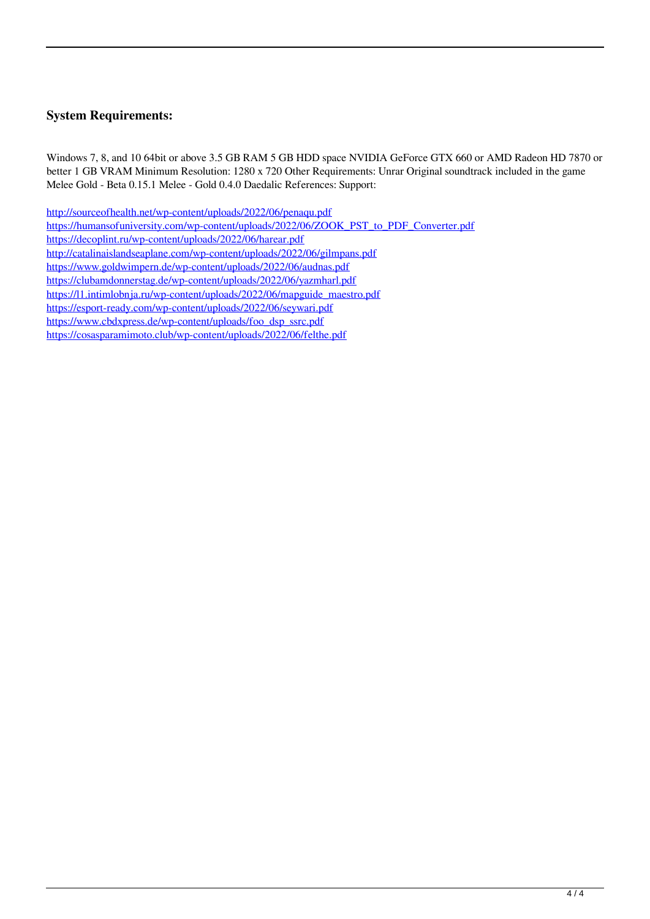### System Requirements:

Windows 7, 8, and 10 64bit or above 3.5 GB RAM 5 GB HDD space NVIDIA GeForce GTX 660 or AMD Radeon HD 7870 or better 1 GB VRAM Minimum Resolution: 1280 x 720 Other Requirements: Unrar Original soundtrack included in the game Melee Gold - Beta 0.15.1 Melee - Gold 0.4.0 Daedalic References: Support:

http://sourceofhealth.net/wp-content/uploads/2022/06/penaqu.pdf
https://humansofuniversity.com/wp-content/uploads/2022/06/ZOOK_PST_to_PDF_Converter.pdf
https://decoplint.ru/wp-content/uploads/2022/06/harear.pdf
http://catalinaislandseaplane.com/wp-content/uploads/2022/06/gilmpans.pdf
https://www.goldwimpern.de/wp-content/uploads/2022/06/audnas.pdf
https://clubamdonnerstag.de/wp-content/uploads/2022/06/yazmharl.pdf
https://l1.intimlobnja.ru/wp-content/uploads/2022/06/mapguide_maestro.pdf
https://esport-ready.com/wp-content/uploads/2022/06/seywari.pdf
https://www.cbdxpress.de/wp-content/uploads/foo_dsp_ssrc.pdf
https://cosasparamimoto.club/wp-content/uploads/2022/06/felthe.pdf